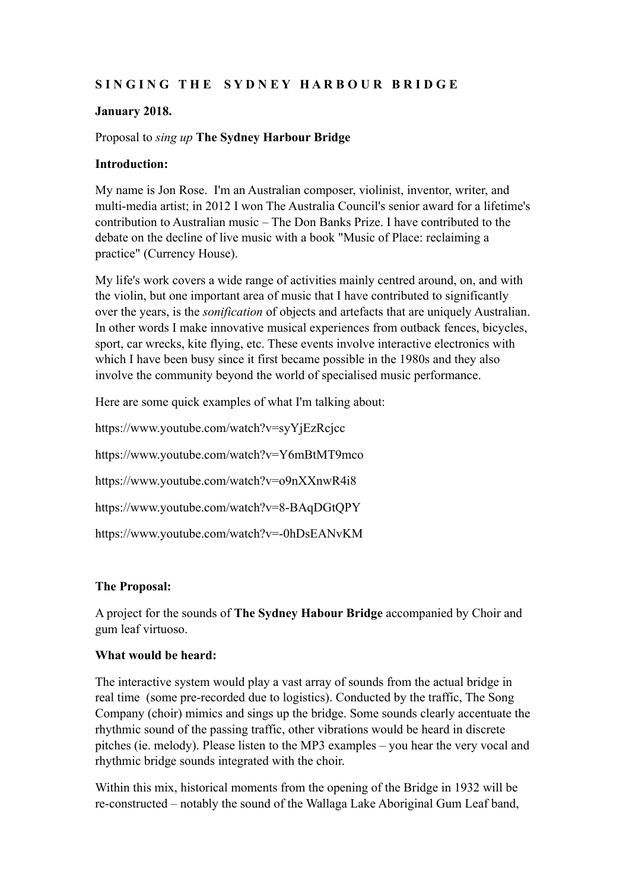# S I N G I N G T H E S Y D N E Y H A R B O U R B R I D G E

**January 2018.**

Proposal to *sing up* **The Sydney Harbour Bridge**

**Introduction:**

My name is Jon Rose. I'm an Australian composer, violinist, inventor, writer, and multi-media artist; in 2012 I won The Australia Council's senior award for a lifetime's contribution to Australian music – The Don Banks Prize. I have contributed to the debate on the decline of live music with a book "Music of Place: reclaiming a practice" (Currency House).

My life's work covers a wide range of activities mainly centred around, on, and with the violin, but one important area of music that I have contributed to significantly over the years, is the *sonification* of objects and artefacts that are uniquely Australian. In other words I make innovative musical experiences from outback fences, bicycles, sport, car wrecks, kite flying, etc. These events involve interactive electronics with which I have been busy since it first became possible in the 1980s and they also involve the community beyond the world of specialised music performance.

Here are some quick examples of what I'm talking about:

https://www.youtube.com/watch?v=syYjEzRcjcc

https://www.youtube.com/watch?v=Y6mBtMT9mco

https://www.youtube.com/watch?v=o9nXXnwR4i8

https://www.youtube.com/watch?v=8-BAqDGtQPY

https://www.youtube.com/watch?v=-0hDsEANvKM

**The Proposal:**

A project for the sounds of **The Sydney Habour Bridge** accompanied by Choir and gum leaf virtuoso.

**What would be heard:**

The interactive system would play a vast array of sounds from the actual bridge in real time (some pre-recorded due to logistics). Conducted by the traffic, The Song Company (choir) mimics and sings up the bridge. Some sounds clearly accentuate the rhythmic sound of the passing traffic, other vibrations would be heard in discrete pitches (ie. melody). Please listen to the MP3 examples – you hear the very vocal and rhythmic bridge sounds integrated with the choir.

Within this mix, historical moments from the opening of the Bridge in 1932 will be re-constructed – notably the sound of the Wallaga Lake Aboriginal Gum Leaf band,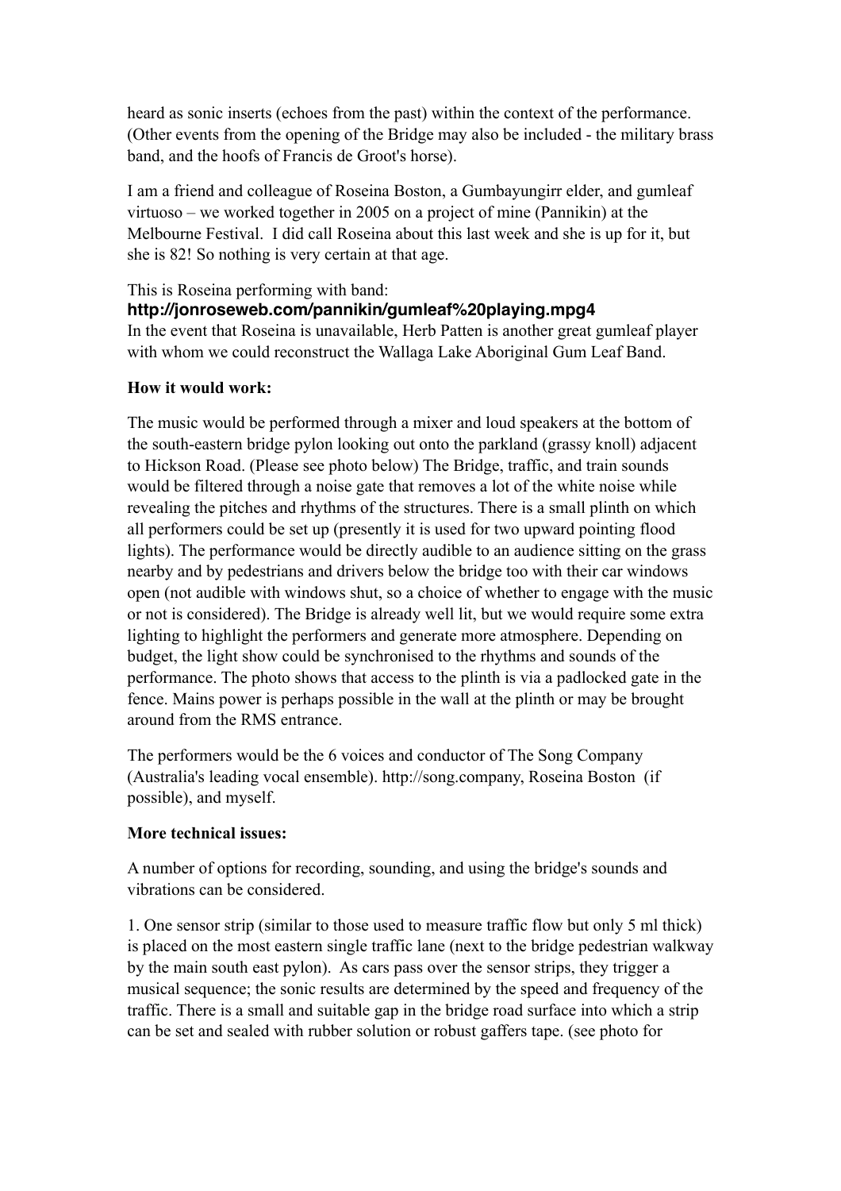heard as sonic inserts (echoes from the past) within the context of the performance. (Other events from the opening of the Bridge may also be included - the military brass band, and the hoofs of Francis de Groot's horse).

I am a friend and colleague of Roseina Boston, a Gumbayungirr elder, and gumleaf virtuoso – we worked together in 2005 on a project of mine (Pannikin) at the Melbourne Festival. I did call Roseina about this last week and she is up for it, but she is 82! So nothing is very certain at that age.

This is Roseina performing with band:
**http://jonroseweb.com/pannikin/gumleaf%20playing.mpg4**
In the event that Roseina is unavailable, Herb Patten is another great gumleaf player with whom we could reconstruct the Wallaga Lake Aboriginal Gum Leaf Band.

**How it would work:**

The music would be performed through a mixer and loud speakers at the bottom of the south-eastern bridge pylon looking out onto the parkland (grassy knoll) adjacent to Hickson Road. (Please see photo below) The Bridge, traffic, and train sounds would be filtered through a noise gate that removes a lot of the white noise while revealing the pitches and rhythms of the structures. There is a small plinth on which all performers could be set up (presently it is used for two upward pointing flood lights). The performance would be directly audible to an audience sitting on the grass nearby and by pedestrians and drivers below the bridge too with their car windows open (not audible with windows shut, so a choice of whether to engage with the music or not is considered). The Bridge is already well lit, but we would require some extra lighting to highlight the performers and generate more atmosphere. Depending on budget, the light show could be synchronised to the rhythms and sounds of the performance. The photo shows that access to the plinth is via a padlocked gate in the fence. Mains power is perhaps possible in the wall at the plinth or may be brought around from the RMS entrance.

The performers would be the 6 voices and conductor of The Song Company (Australia's leading vocal ensemble). http://song.company, Roseina Boston (if possible), and myself.

**More technical issues:**

A number of options for recording, sounding, and using the bridge's sounds and vibrations can be considered.

1. One sensor strip (similar to those used to measure traffic flow but only 5 ml thick) is placed on the most eastern single traffic lane (next to the bridge pedestrian walkway by the main south east pylon). As cars pass over the sensor strips, they trigger a musical sequence; the sonic results are determined by the speed and frequency of the traffic. There is a small and suitable gap in the bridge road surface into which a strip can be set and sealed with rubber solution or robust gaffers tape. (see photo for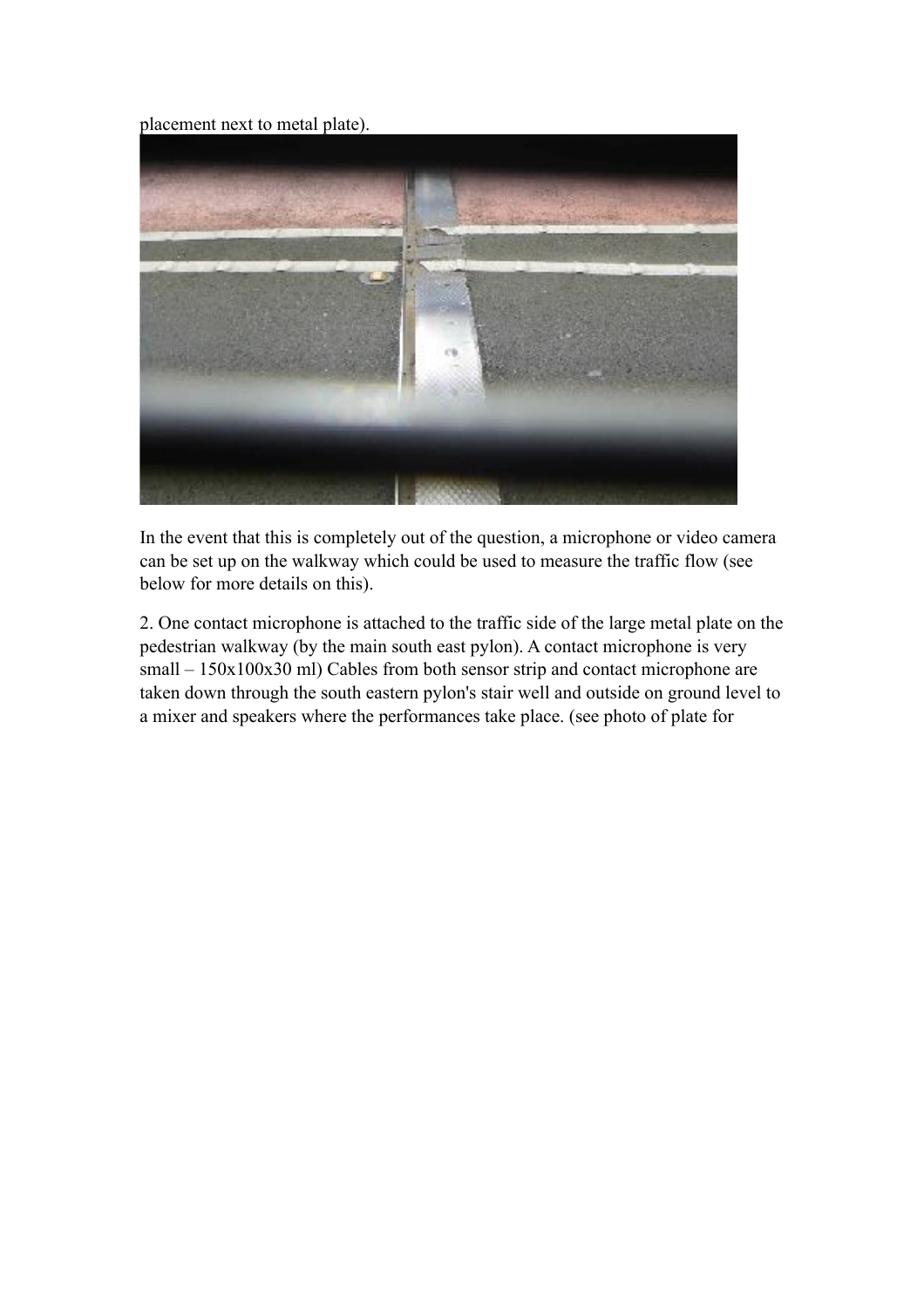placement next to metal plate).

In the event that this is completely out of the question, a microphone or video camera can be set up on the walkway which could be used to measure the traffic flow (see below for more details on this).

2. One contact microphone is attached to the traffic side of the large metal plate on the pedestrian walkway (by the main south east pylon). A contact microphone is very small – 150x100x30 ml) Cables from both sensor strip and contact microphone are taken down through the south eastern pylon's stair well and outside on ground level to a mixer and speakers where the performances take place. (see photo of plate for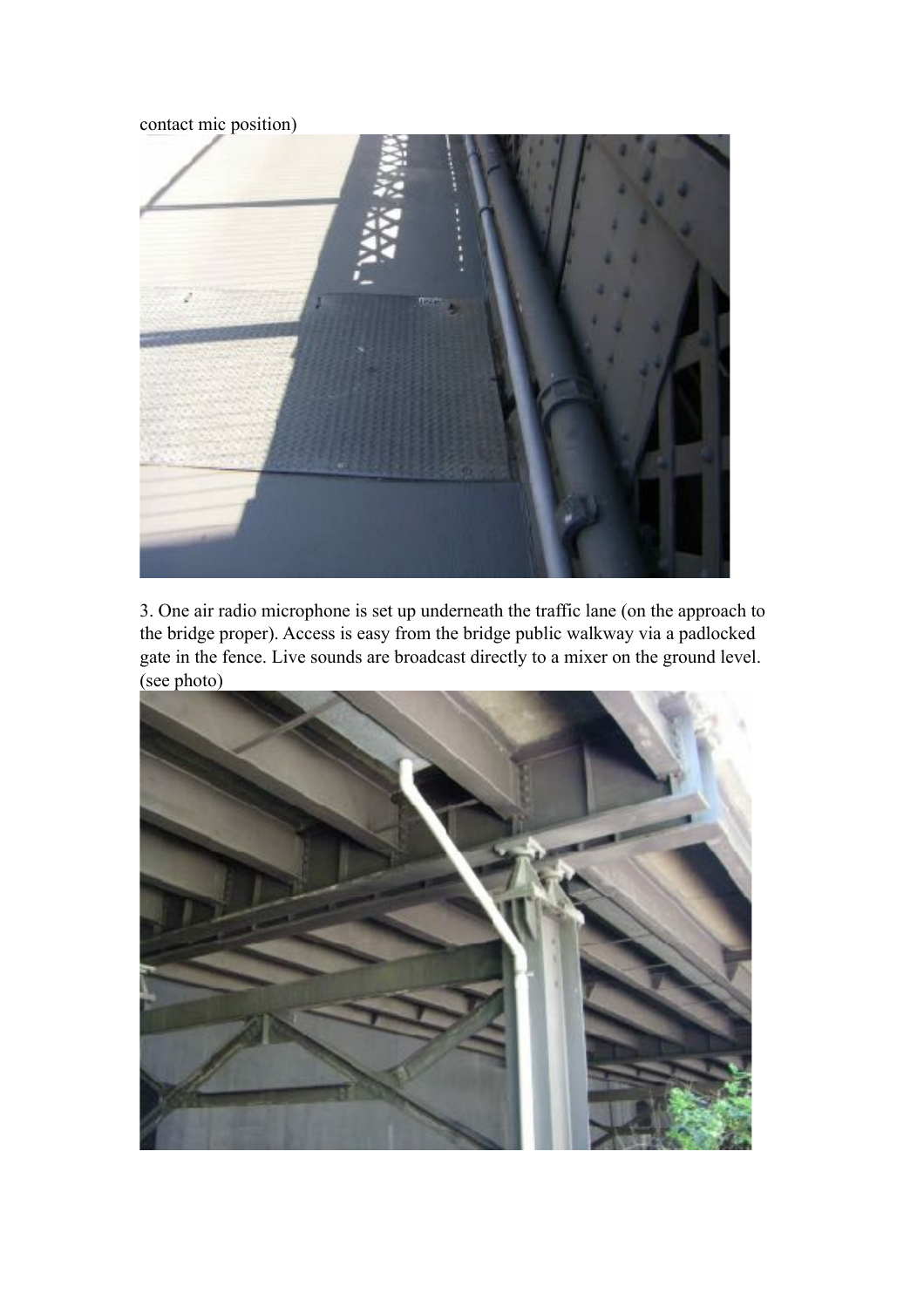contact mic position)

3. One air radio microphone is set up underneath the traffic lane (on the approach to the bridge proper). Access is easy from the bridge public walkway via a padlocked gate in the fence. Live sounds are broadcast directly to a mixer on the ground level. (see photo)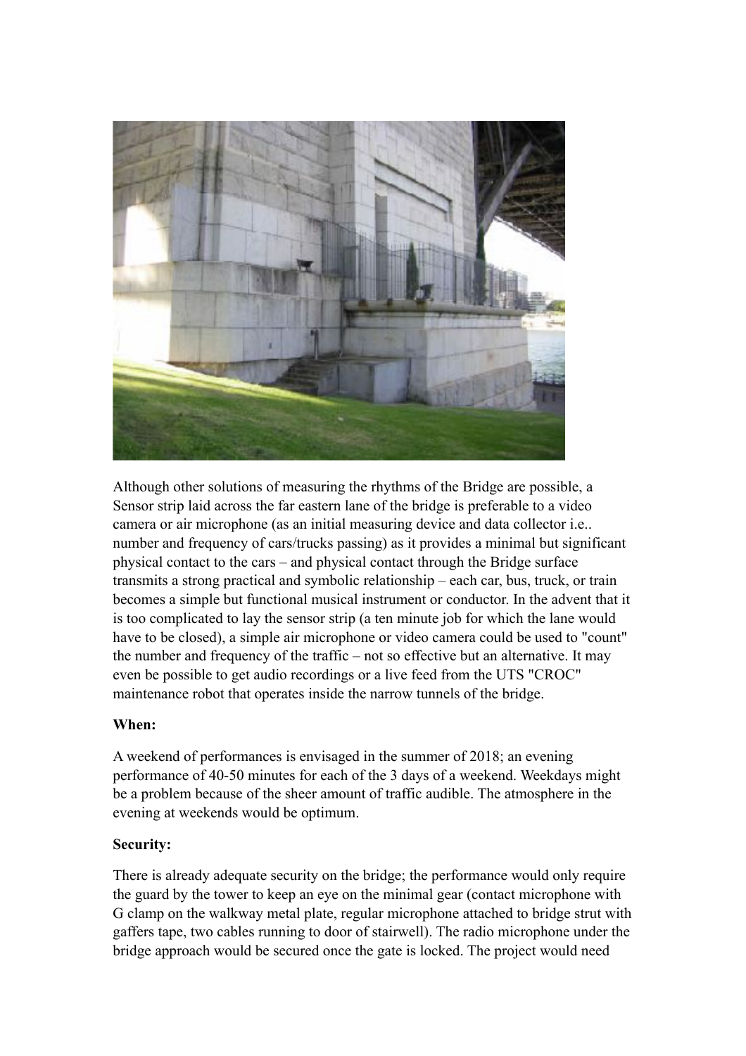Although other solutions of measuring the rhythms of the Bridge are possible, a Sensor strip laid across the far eastern lane of the bridge is preferable to a video camera or air microphone (as an initial measuring device and data collector i.e.. number and frequency of cars/trucks passing) as it provides a minimal but significant physical contact to the cars – and physical contact through the Bridge surface transmits a strong practical and symbolic relationship – each car, bus, truck, or train becomes a simple but functional musical instrument or conductor. In the advent that it is too complicated to lay the sensor strip (a ten minute job for which the lane would have to be closed), a simple air microphone or video camera could be used to "count" the number and frequency of the traffic – not so effective but an alternative. It may even be possible to get audio recordings or a live feed from the UTS "CROC" maintenance robot that operates inside the narrow tunnels of the bridge.

**When:**

A weekend of performances is envisaged in the summer of 2018; an evening performance of 40-50 minutes for each of the 3 days of a weekend. Weekdays might be a problem because of the sheer amount of traffic audible. The atmosphere in the evening at weekends would be optimum.

**Security:**

There is already adequate security on the bridge; the performance would only require the guard by the tower to keep an eye on the minimal gear (contact microphone with G clamp on the walkway metal plate, regular microphone attached to bridge strut with gaffers tape, two cables running to door of stairwell). The radio microphone under the bridge approach would be secured once the gate is locked. The project would need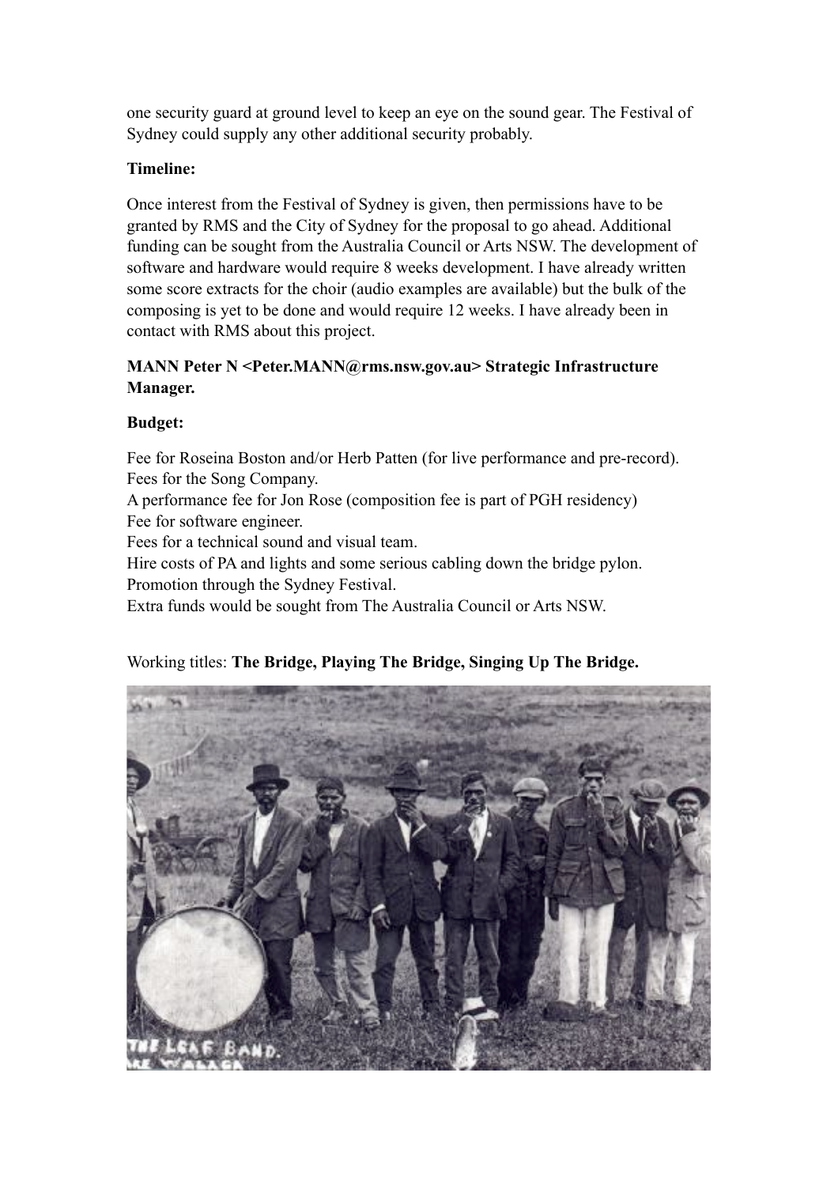one security guard at ground level to keep an eye on the sound gear. The Festival of Sydney could supply any other additional security probably.

**Timeline:**

Once interest from the Festival of Sydney is given, then permissions have to be granted by RMS and the City of Sydney for the proposal to go ahead. Additional funding can be sought from the Australia Council or Arts NSW. The development of software and hardware would require 8 weeks development. I have already written some score extracts for the choir (audio examples are available) but the bulk of the composing is yet to be done and would require 12 weeks. I have already been in contact with RMS about this project.

**MANN Peter N <Peter.MANN@rms.nsw.gov.au> Strategic Infrastructure Manager.**

**Budget:**

Fee for Roseina Boston and/or Herb Patten (for live performance and pre-record).
Fees for the Song Company.
A performance fee for Jon Rose (composition fee is part of PGH residency)
Fee for software engineer.
Fees for a technical sound and visual team.
Hire costs of PA and lights and some serious cabling down the bridge pylon.
Promotion through the Sydney Festival.
Extra funds would be sought from The Australia Council or Arts NSW.

Working titles: **The Bridge, Playing The Bridge, Singing Up The Bridge.**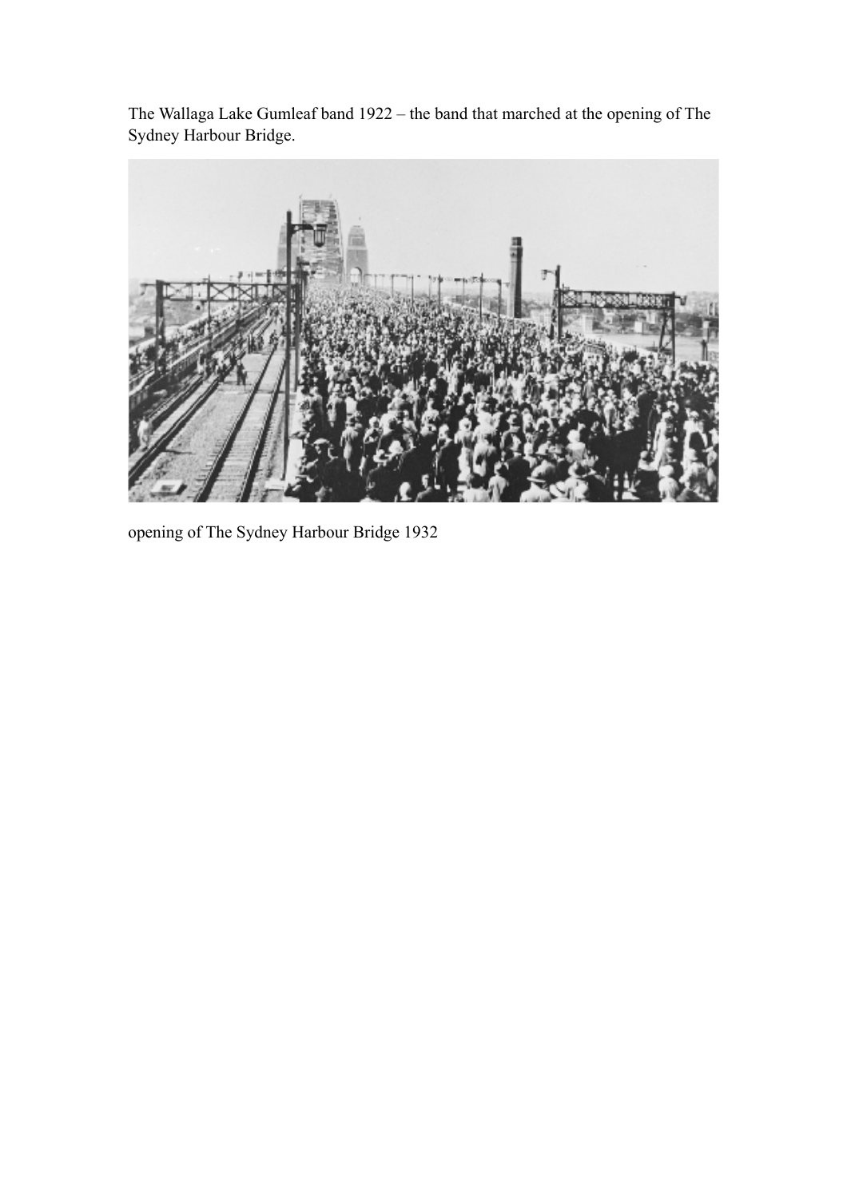The Wallaga Lake Gumleaf band 1922 – the band that marched at the opening of The Sydney Harbour Bridge.

opening of The Sydney Harbour Bridge 1932